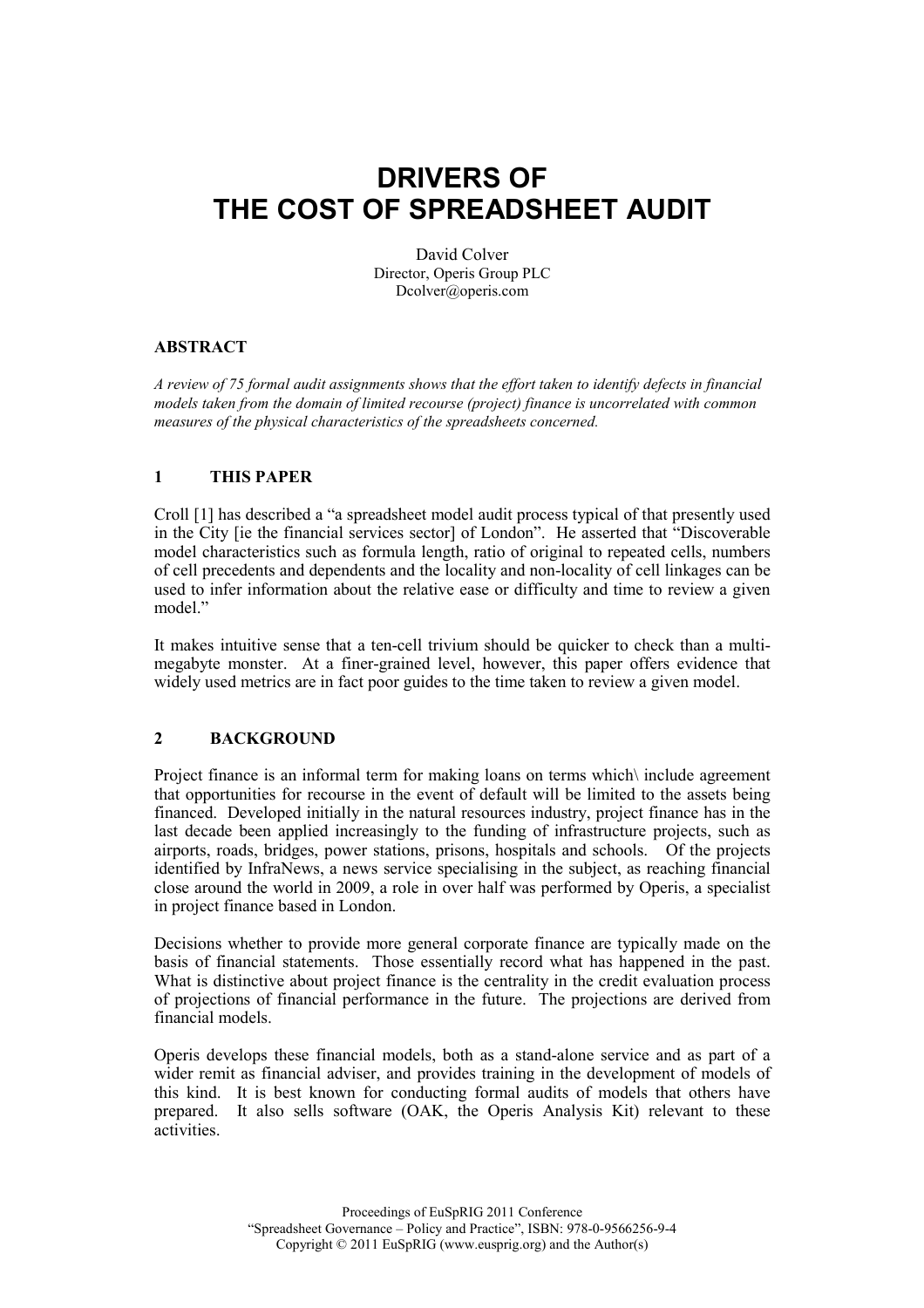# DRIVERS OF THE COST OF SPREADSHEET AUDIT

David Colver
Director, Operis Group PLC
Dcolver@operis.com

## ABSTRACT

*A review of 75 formal audit assignments shows that the effort taken to identify defects in financial models taken from the domain of limited recourse (project) finance is uncorrelated with common measures of the physical characteristics of the spreadsheets concerned.*

## 1 THIS PAPER

Croll [1] has described a "a spreadsheet model audit process typical of that presently used in the City [ie the financial services sector] of London". He asserted that "Discoverable model characteristics such as formula length, ratio of original to repeated cells, numbers of cell precedents and dependents and the locality and non-locality of cell linkages can be used to infer information about the relative ease or difficulty and time to review a given model."

It makes intuitive sense that a ten-cell trivium should be quicker to check than a multi-megabyte monster. At a finer-grained level, however, this paper offers evidence that widely used metrics are in fact poor guides to the time taken to review a given model.

## 2 BACKGROUND

Project finance is an informal term for making loans on terms which\ include agreement that opportunities for recourse in the event of default will be limited to the assets being financed. Developed initially in the natural resources industry, project finance has in the last decade been applied increasingly to the funding of infrastructure projects, such as airports, roads, bridges, power stations, prisons, hospitals and schools. Of the projects identified by InfraNews, a news service specialising in the subject, as reaching financial close around the world in 2009, a role in over half was performed by Operis, a specialist in project finance based in London.

Decisions whether to provide more general corporate finance are typically made on the basis of financial statements. Those essentially record what has happened in the past. What is distinctive about project finance is the centrality in the credit evaluation process of projections of financial performance in the future. The projections are derived from financial models.

Operis develops these financial models, both as a stand-alone service and as part of a wider remit as financial adviser, and provides training in the development of models of this kind. It is best known for conducting formal audits of models that others have prepared. It also sells software (OAK, the Operis Analysis Kit) relevant to these activities.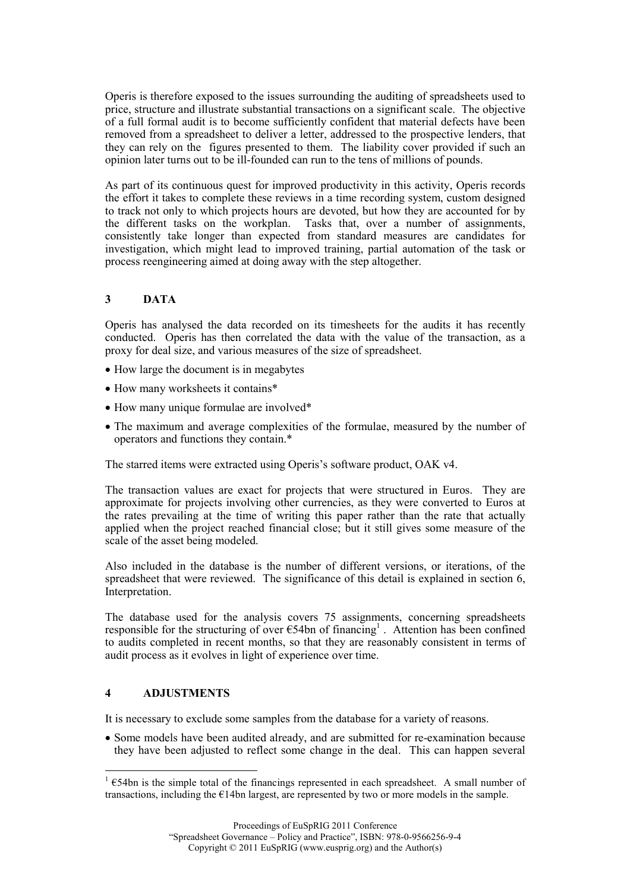Operis is therefore exposed to the issues surrounding the auditing of spreadsheets used to price, structure and illustrate substantial transactions on a significant scale. The objective of a full formal audit is to become sufficiently confident that material defects have been removed from a spreadsheet to deliver a letter, addressed to the prospective lenders, that they can rely on the figures presented to them. The liability cover provided if such an opinion later turns out to be ill-founded can run to the tens of millions of pounds.

As part of its continuous quest for improved productivity in this activity, Operis records the effort it takes to complete these reviews in a time recording system, custom designed to track not only to which projects hours are devoted, but how they are accounted for by the different tasks on the workplan. Tasks that, over a number of assignments, consistently take longer than expected from standard measures are candidates for investigation, which might lead to improved training, partial automation of the task or process reengineering aimed at doing away with the step altogether.

## 3 DATA

Operis has analysed the data recorded on its timesheets for the audits it has recently conducted. Operis has then correlated the data with the value of the transaction, as a proxy for deal size, and various measures of the size of spreadsheet.

- How large the document is in megabytes
- How many worksheets it contains*
- How many unique formulae are involved*
- The maximum and average complexities of the formulae, measured by the number of operators and functions they contain.*

The starred items were extracted using Operis's software product, OAK v4.

The transaction values are exact for projects that were structured in Euros. They are approximate for projects involving other currencies, as they were converted to Euros at the rates prevailing at the time of writing this paper rather than the rate that actually applied when the project reached financial close; but it still gives some measure of the scale of the asset being modeled.

Also included in the database is the number of different versions, or iterations, of the spreadsheet that were reviewed. The significance of this detail is explained in section 6, Interpretation.

The database used for the analysis covers 75 assignments, concerning spreadsheets responsible for the structuring of over €54bn of financing[1]. Attention has been confined to audits completed in recent months, so that they are reasonably consistent in terms of audit process as it evolves in light of experience over time.

## 4 ADJUSTMENTS

It is necessary to exclude some samples from the database for a variety of reasons.

- Some models have been audited already, and are submitted for re-examination because they have been adjusted to reflect some change in the deal. This can happen several

[1] €54bn is the simple total of the financings represented in each spreadsheet. A small number of transactions, including the €14bn largest, are represented by two or more models in the sample.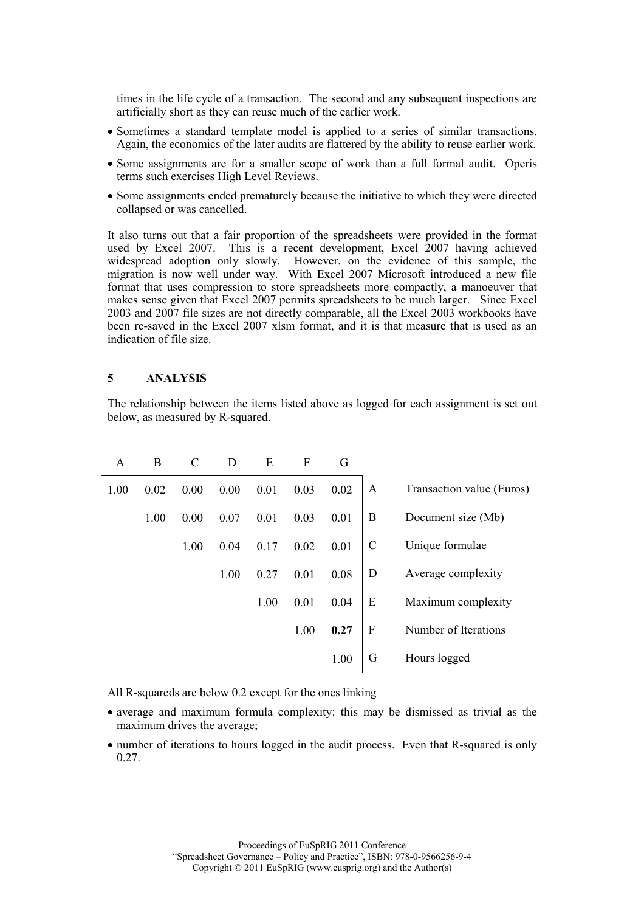times in the life cycle of a transaction. The second and any subsequent inspections are artificially short as they can reuse much of the earlier work.

- Sometimes a standard template model is applied to a series of similar transactions. Again, the economics of the later audits are flattered by the ability to reuse earlier work.
- Some assignments are for a smaller scope of work than a full formal audit. Operis terms such exercises High Level Reviews.
- Some assignments ended prematurely because the initiative to which they were directed collapsed or was cancelled.

It also turns out that a fair proportion of the spreadsheets were provided in the format used by Excel 2007. This is a recent development, Excel 2007 having achieved widespread adoption only slowly. However, on the evidence of this sample, the migration is now well under way. With Excel 2007 Microsoft introduced a new file format that uses compression to store spreadsheets more compactly, a manoeuver that makes sense given that Excel 2007 permits spreadsheets to be much larger. Since Excel 2003 and 2007 file sizes are not directly comparable, all the Excel 2003 workbooks have been re-saved in the Excel 2007 xlsm format, and it is that measure that is used as an indication of file size.

## 5 ANALYSIS

The relationship between the items listed above as logged for each assignment is set out below, as measured by R-squared.

| A | B | C | D | E | F | G | | |
|---|---|---|---|---|---|---|---|---|
| 1.00 | 0.02 | 0.00 | 0.00 | 0.01 | 0.03 | 0.02 | A | Transaction value (Euros) |
| | 1.00 | 0.00 | 0.07 | 0.01 | 0.03 | 0.01 | B | Document size (Mb) |
| | | 1.00 | 0.04 | 0.17 | 0.02 | 0.01 | C | Unique formulae |
| | | | 1.00 | 0.27 | 0.01 | 0.08 | D | Average complexity |
| | | | | 1.00 | 0.01 | 0.04 | E | Maximum complexity |
| | | | | | 1.00 | **0.27** | F | Number of Iterations |
| | | | | | | 1.00 | G | Hours logged |

All R-squareds are below 0.2 except for the ones linking

- average and maximum formula complexity: this may be dismissed as trivial as the maximum drives the average;
- number of iterations to hours logged in the audit process. Even that R-squared is only 0.27.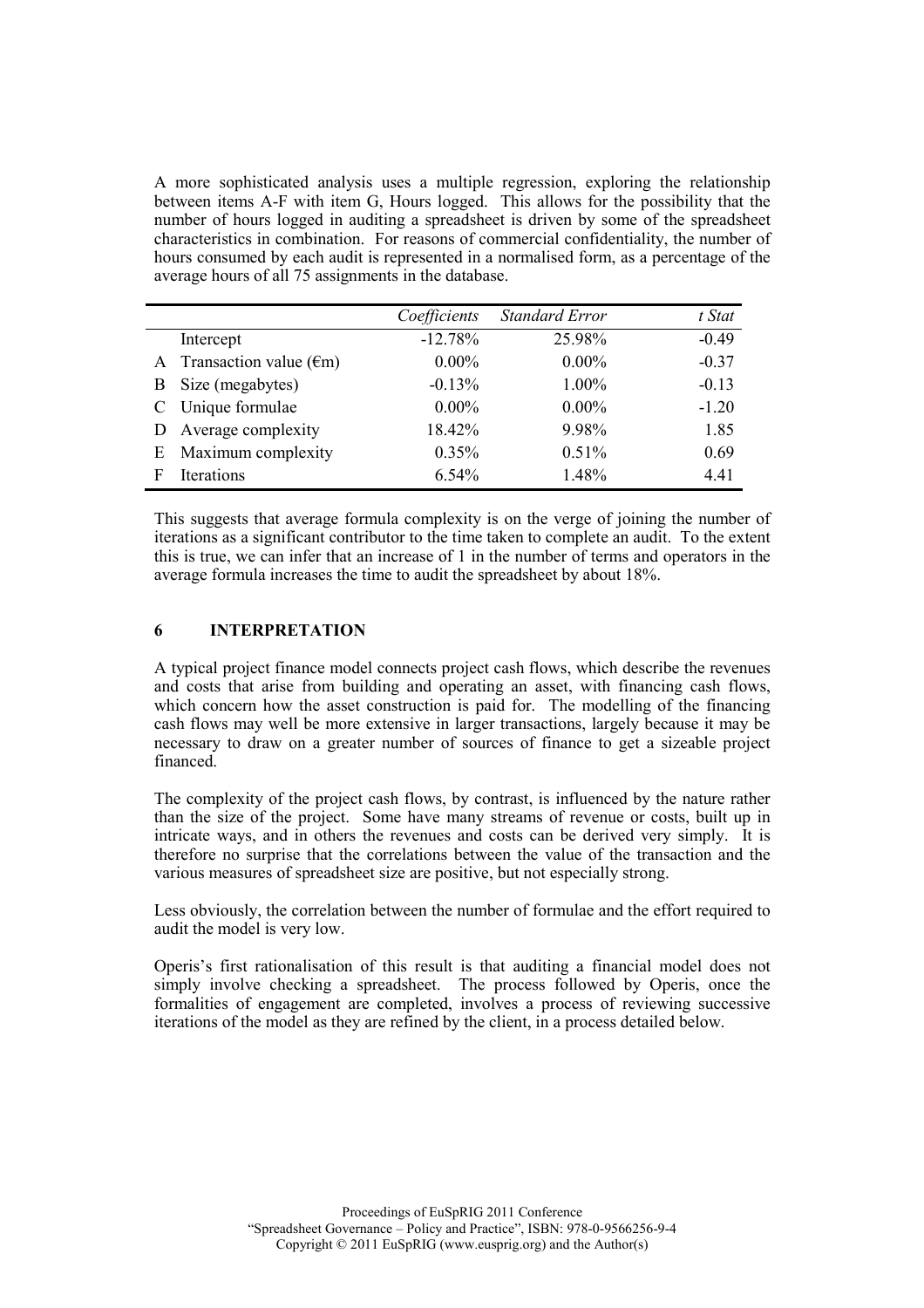A more sophisticated analysis uses a multiple regression, exploring the relationship between items A-F with item G, Hours logged. This allows for the possibility that the number of hours logged in auditing a spreadsheet is driven by some of the spreadsheet characteristics in combination. For reasons of commercial confidentiality, the number of hours consumed by each audit is represented in a normalised form, as a percentage of the average hours of all 75 assignments in the database.

| | | *Coefficients* | *Standard Error* | *t Stat* |
|---|---|---|---|---|
| | Intercept | -12.78% | 25.98% | -0.49 |
| A | Transaction value (€m) | 0.00% | 0.00% | -0.37 |
| B | Size (megabytes) | -0.13% | 1.00% | -0.13 |
| C | Unique formulae | 0.00% | 0.00% | -1.20 |
| D | Average complexity | 18.42% | 9.98% | 1.85 |
| E | Maximum complexity | 0.35% | 0.51% | 0.69 |
| F | Iterations | 6.54% | 1.48% | 4.41 |

This suggests that average formula complexity is on the verge of joining the number of iterations as a significant contributor to the time taken to complete an audit. To the extent this is true, we can infer that an increase of 1 in the number of terms and operators in the average formula increases the time to audit the spreadsheet by about 18%.

## 6 INTERPRETATION

A typical project finance model connects project cash flows, which describe the revenues and costs that arise from building and operating an asset, with financing cash flows, which concern how the asset construction is paid for. The modelling of the financing cash flows may well be more extensive in larger transactions, largely because it may be necessary to draw on a greater number of sources of finance to get a sizeable project financed.

The complexity of the project cash flows, by contrast, is influenced by the nature rather than the size of the project. Some have many streams of revenue or costs, built up in intricate ways, and in others the revenues and costs can be derived very simply. It is therefore no surprise that the correlations between the value of the transaction and the various measures of spreadsheet size are positive, but not especially strong.

Less obviously, the correlation between the number of formulae and the effort required to audit the model is very low.

Operis's first rationalisation of this result is that auditing a financial model does not simply involve checking a spreadsheet. The process followed by Operis, once the formalities of engagement are completed, involves a process of reviewing successive iterations of the model as they are refined by the client, in a process detailed below.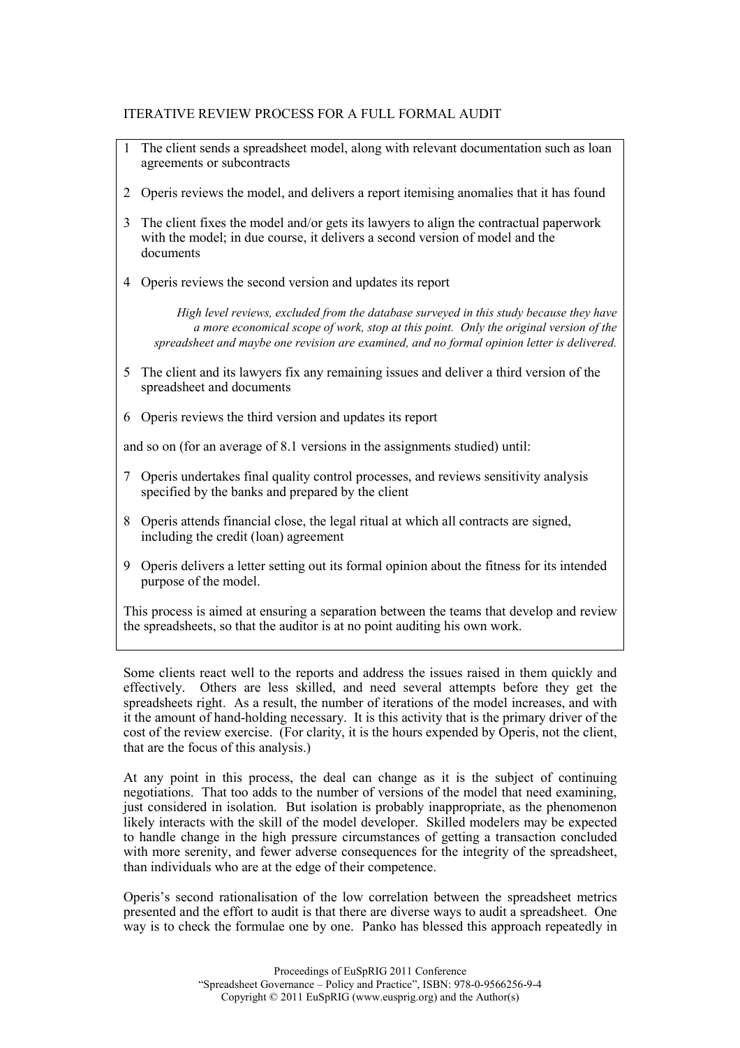ITERATIVE REVIEW PROCESS FOR A FULL FORMAL AUDIT

1 The client sends a spreadsheet model, along with relevant documentation such as loan agreements or subcontracts

2 Operis reviews the model, and delivers a report itemising anomalies that it has found

3 The client fixes the model and/or gets its lawyers to align the contractual paperwork with the model; in due course, it delivers a second version of model and the documents

4 Operis reviews the second version and updates its report

*High level reviews, excluded from the database surveyed in this study because they have a more economical scope of work, stop at this point. Only the original version of the spreadsheet and maybe one revision are examined, and no formal opinion letter is delivered.*

5 The client and its lawyers fix any remaining issues and deliver a third version of the spreadsheet and documents

6 Operis reviews the third version and updates its report

and so on (for an average of 8.1 versions in the assignments studied) until:

7 Operis undertakes final quality control processes, and reviews sensitivity analysis specified by the banks and prepared by the client

8 Operis attends financial close, the legal ritual at which all contracts are signed, including the credit (loan) agreement

9 Operis delivers a letter setting out its formal opinion about the fitness for its intended purpose of the model.

This process is aimed at ensuring a separation between the teams that develop and review the spreadsheets, so that the auditor is at no point auditing his own work.

Some clients react well to the reports and address the issues raised in them quickly and effectively. Others are less skilled, and need several attempts before they get the spreadsheets right. As a result, the number of iterations of the model increases, and with it the amount of hand-holding necessary. It is this activity that is the primary driver of the cost of the review exercise. (For clarity, it is the hours expended by Operis, not the client, that are the focus of this analysis.)

At any point in this process, the deal can change as it is the subject of continuing negotiations. That too adds to the number of versions of the model that need examining, just considered in isolation. But isolation is probably inappropriate, as the phenomenon likely interacts with the skill of the model developer. Skilled modelers may be expected to handle change in the high pressure circumstances of getting a transaction concluded with more serenity, and fewer adverse consequences for the integrity of the spreadsheet, than individuals who are at the edge of their competence.

Operis's second rationalisation of the low correlation between the spreadsheet metrics presented and the effort to audit is that there are diverse ways to audit a spreadsheet. One way is to check the formulae one by one. Panko has blessed this approach repeatedly in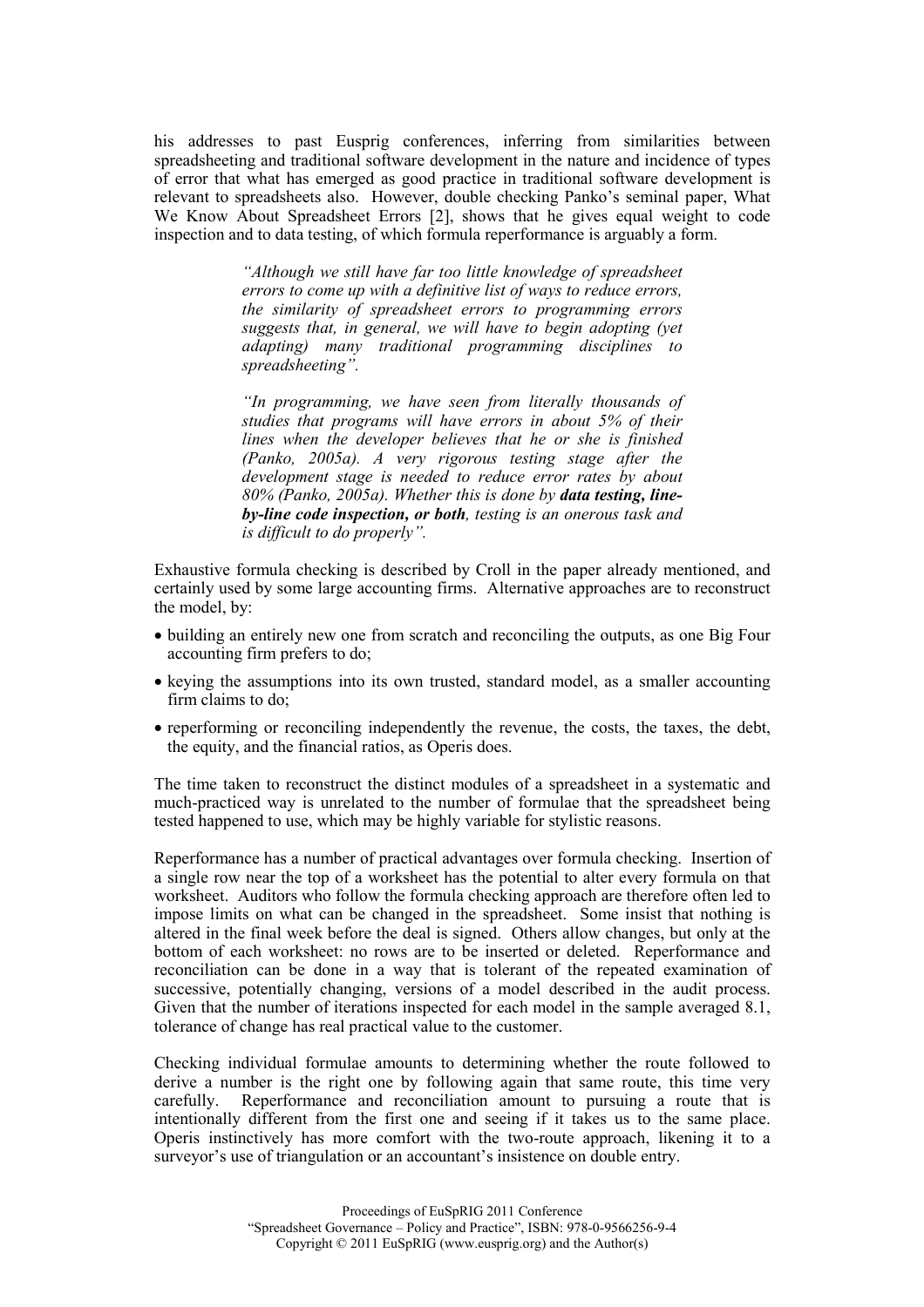his addresses to past Eusprig conferences, inferring from similarities between spreadsheeting and traditional software development in the nature and incidence of types of error that what has emerged as good practice in traditional software development is relevant to spreadsheets also. However, double checking Panko's seminal paper, What We Know About Spreadsheet Errors [2], shows that he gives equal weight to code inspection and to data testing, of which formula reperformance is arguably a form.

> *"Although we still have far too little knowledge of spreadsheet errors to come up with a definitive list of ways to reduce errors, the similarity of spreadsheet errors to programming errors suggests that, in general, we will have to begin adopting (yet adapting) many traditional programming disciplines to spreadsheeting".*
>
> *"In programming, we have seen from literally thousands of studies that programs will have errors in about 5% of their lines when the developer believes that he or she is finished (Panko, 2005a). A very rigorous testing stage after the development stage is needed to reduce error rates by about 80% (Panko, 2005a). Whether this is done by **data testing, line-by-line code inspection, or both**, testing is an onerous task and is difficult to do properly".*

Exhaustive formula checking is described by Croll in the paper already mentioned, and certainly used by some large accounting firms. Alternative approaches are to reconstruct the model, by:

- building an entirely new one from scratch and reconciling the outputs, as one Big Four accounting firm prefers to do;
- keying the assumptions into its own trusted, standard model, as a smaller accounting firm claims to do;
- reperforming or reconciling independently the revenue, the costs, the taxes, the debt, the equity, and the financial ratios, as Operis does.

The time taken to reconstruct the distinct modules of a spreadsheet in a systematic and much-practiced way is unrelated to the number of formulae that the spreadsheet being tested happened to use, which may be highly variable for stylistic reasons.

Reperformance has a number of practical advantages over formula checking. Insertion of a single row near the top of a worksheet has the potential to alter every formula on that worksheet. Auditors who follow the formula checking approach are therefore often led to impose limits on what can be changed in the spreadsheet. Some insist that nothing is altered in the final week before the deal is signed. Others allow changes, but only at the bottom of each worksheet: no rows are to be inserted or deleted. Reperformance and reconciliation can be done in a way that is tolerant of the repeated examination of successive, potentially changing, versions of a model described in the audit process. Given that the number of iterations inspected for each model in the sample averaged 8.1, tolerance of change has real practical value to the customer.

Checking individual formulae amounts to determining whether the route followed to derive a number is the right one by following again that same route, this time very carefully. Reperformance and reconciliation amount to pursuing a route that is intentionally different from the first one and seeing if it takes us to the same place. Operis instinctively has more comfort with the two-route approach, likening it to a surveyor's use of triangulation or an accountant's insistence on double entry.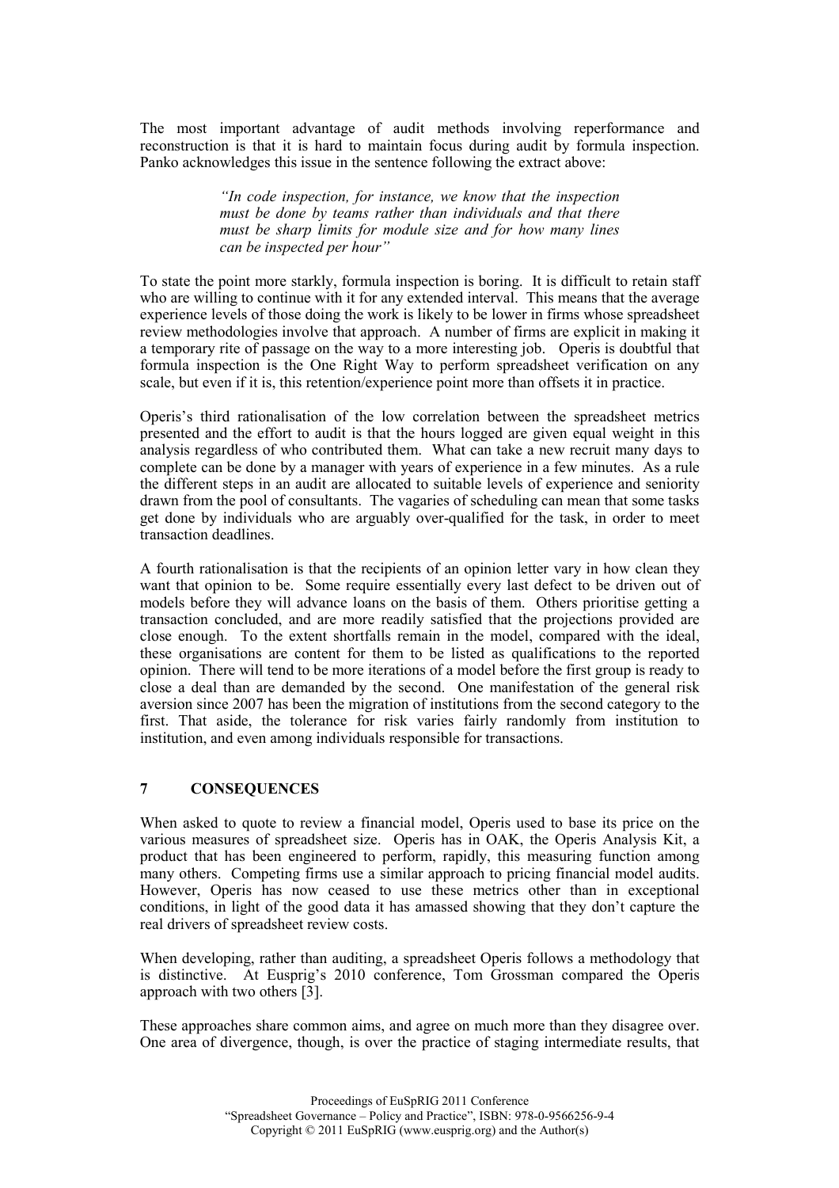The most important advantage of audit methods involving reperformance and reconstruction is that it is hard to maintain focus during audit by formula inspection. Panko acknowledges this issue in the sentence following the extract above:

> *"In code inspection, for instance, we know that the inspection must be done by teams rather than individuals and that there must be sharp limits for module size and for how many lines can be inspected per hour"*

To state the point more starkly, formula inspection is boring. It is difficult to retain staff who are willing to continue with it for any extended interval. This means that the average experience levels of those doing the work is likely to be lower in firms whose spreadsheet review methodologies involve that approach. A number of firms are explicit in making it a temporary rite of passage on the way to a more interesting job. Operis is doubtful that formula inspection is the One Right Way to perform spreadsheet verification on any scale, but even if it is, this retention/experience point more than offsets it in practice.

Operis's third rationalisation of the low correlation between the spreadsheet metrics presented and the effort to audit is that the hours logged are given equal weight in this analysis regardless of who contributed them. What can take a new recruit many days to complete can be done by a manager with years of experience in a few minutes. As a rule the different steps in an audit are allocated to suitable levels of experience and seniority drawn from the pool of consultants. The vagaries of scheduling can mean that some tasks get done by individuals who are arguably over-qualified for the task, in order to meet transaction deadlines.

A fourth rationalisation is that the recipients of an opinion letter vary in how clean they want that opinion to be. Some require essentially every last defect to be driven out of models before they will advance loans on the basis of them. Others prioritise getting a transaction concluded, and are more readily satisfied that the projections provided are close enough. To the extent shortfalls remain in the model, compared with the ideal, these organisations are content for them to be listed as qualifications to the reported opinion. There will tend to be more iterations of a model before the first group is ready to close a deal than are demanded by the second. One manifestation of the general risk aversion since 2007 has been the migration of institutions from the second category to the first. That aside, the tolerance for risk varies fairly randomly from institution to institution, and even among individuals responsible for transactions.

## 7 CONSEQUENCES

When asked to quote to review a financial model, Operis used to base its price on the various measures of spreadsheet size. Operis has in OAK, the Operis Analysis Kit, a product that has been engineered to perform, rapidly, this measuring function among many others. Competing firms use a similar approach to pricing financial model audits. However, Operis has now ceased to use these metrics other than in exceptional conditions, in light of the good data it has amassed showing that they don't capture the real drivers of spreadsheet review costs.

When developing, rather than auditing, a spreadsheet Operis follows a methodology that is distinctive. At Eusprig's 2010 conference, Tom Grossman compared the Operis approach with two others [3].

These approaches share common aims, and agree on much more than they disagree over. One area of divergence, though, is over the practice of staging intermediate results, that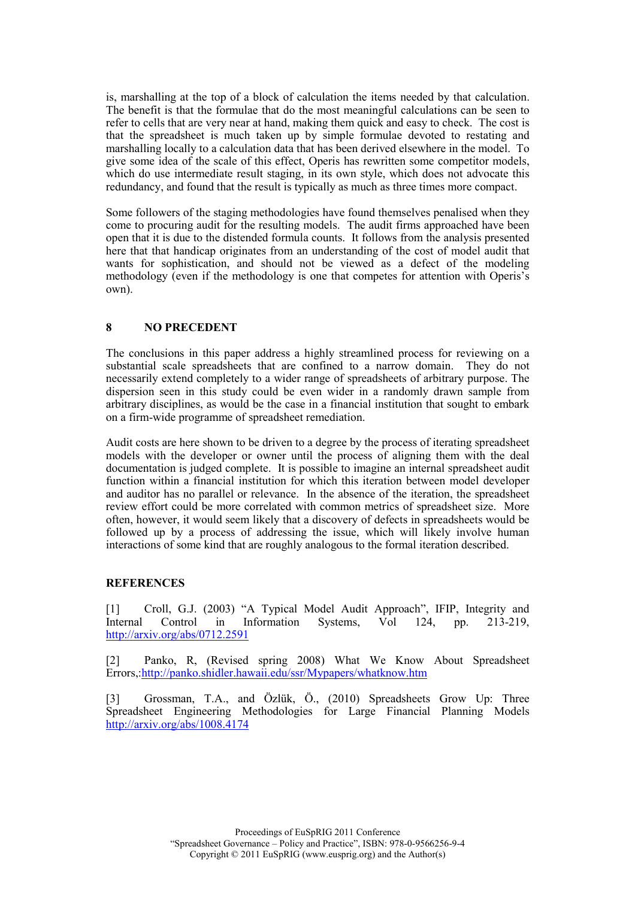is, marshalling at the top of a block of calculation the items needed by that calculation. The benefit is that the formulae that do the most meaningful calculations can be seen to refer to cells that are very near at hand, making them quick and easy to check. The cost is that the spreadsheet is much taken up by simple formulae devoted to restating and marshalling locally to a calculation data that has been derived elsewhere in the model. To give some idea of the scale of this effect, Operis has rewritten some competitor models, which do use intermediate result staging, in its own style, which does not advocate this redundancy, and found that the result is typically as much as three times more compact.

Some followers of the staging methodologies have found themselves penalised when they come to procuring audit for the resulting models. The audit firms approached have been open that it is due to the distended formula counts. It follows from the analysis presented here that that handicap originates from an understanding of the cost of model audit that wants for sophistication, and should not be viewed as a defect of the modeling methodology (even if the methodology is one that competes for attention with Operis's own).

## 8 NO PRECEDENT

The conclusions in this paper address a highly streamlined process for reviewing on a substantial scale spreadsheets that are confined to a narrow domain. They do not necessarily extend completely to a wider range of spreadsheets of arbitrary purpose. The dispersion seen in this study could be even wider in a randomly drawn sample from arbitrary disciplines, as would be the case in a financial institution that sought to embark on a firm-wide programme of spreadsheet remediation.

Audit costs are here shown to be driven to a degree by the process of iterating spreadsheet models with the developer or owner until the process of aligning them with the deal documentation is judged complete. It is possible to imagine an internal spreadsheet audit function within a financial institution for which this iteration between model developer and auditor has no parallel or relevance. In the absence of the iteration, the spreadsheet review effort could be more correlated with common metrics of spreadsheet size. More often, however, it would seem likely that a discovery of defects in spreadsheets would be followed up by a process of addressing the issue, which will likely involve human interactions of some kind that are roughly analogous to the formal iteration described.

## REFERENCES

[1] Croll, G.J. (2003) "A Typical Model Audit Approach", IFIP, Integrity and Internal Control in Information Systems, Vol 124, pp. 213-219, http://arxiv.org/abs/0712.2591

[2] Panko, R, (Revised spring 2008) What We Know About Spreadsheet Errors,:http://panko.shidler.hawaii.edu/ssr/Mypapers/whatknow.htm

[3] Grossman, T.A., and Özlük, Ö., (2010) Spreadsheets Grow Up: Three Spreadsheet Engineering Methodologies for Large Financial Planning Models http://arxiv.org/abs/1008.4174